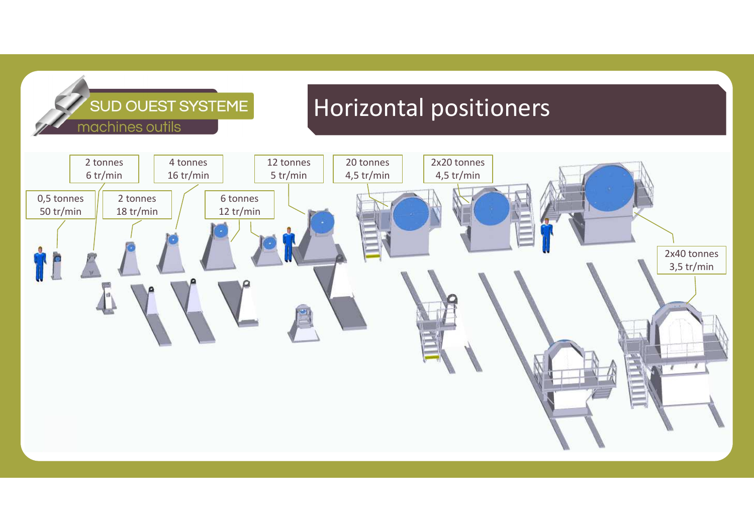SUD OUEST SYSTEME

machines outils

# Horizontal positioners

0,5 tonnes
50 tr/min

2 tonnes
6 tr/min

2 tonnes
18 tr/min

4 tonnes
16 tr/min

6 tonnes
12 tr/min

12 tonnes
5 tr/min

20 tonnes
4,5 tr/min

2x20 tonnes
4,5 tr/min

2x40 tonnes
3,5 tr/min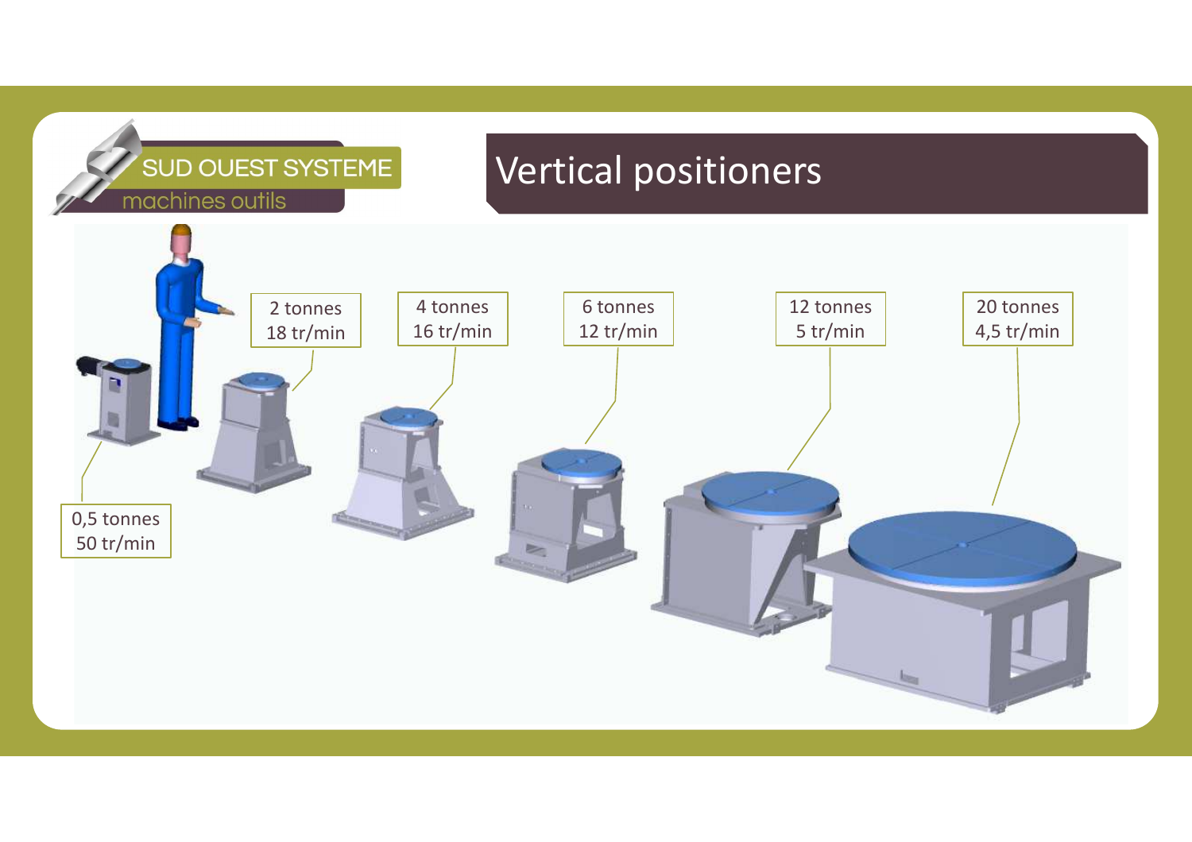SUD OUEST SYSTEME

machines outils

# Vertical positioners

0,5 tonnes
50 tr/min

2 tonnes
18 tr/min

4 tonnes
16 tr/min

6 tonnes
12 tr/min

12 tonnes
5 tr/min

20 tonnes
4,5 tr/min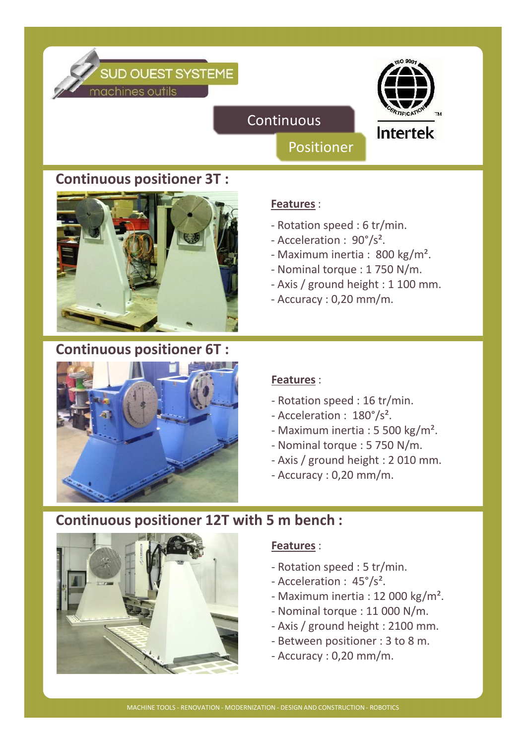SUD OUEST SYSTEME

machines outils

Continuous

Positioner

ISO 9001 CERTIFICATION

Intertek

## Continuous positioner 3T :

**Features** :

- Rotation speed : 6 tr/min.
- Acceleration : 90°/s².
- Maximum inertia : 800 kg/m².
- Nominal torque : 1 750 N/m.
- Axis / ground height : 1 100 mm.
- Accuracy : 0,20 mm/m.

## Continuous positioner 6T :

**Features** :

- Rotation speed : 16 tr/min.
- Acceleration : 180°/s².
- Maximum inertia : 5 500 kg/m².
- Nominal torque : 5 750 N/m.
- Axis / ground height : 2 010 mm.
- Accuracy : 0,20 mm/m.

## Continuous positioner 12T with 5 m bench :

**Features** :

- Rotation speed : 5 tr/min.
- Acceleration : 45°/s².
- Maximum inertia : 12 000 kg/m².
- Nominal torque : 11 000 N/m.
- Axis / ground height : 2100 mm.
- Between positioner : 3 to 8 m.
- Accuracy : 0,20 mm/m.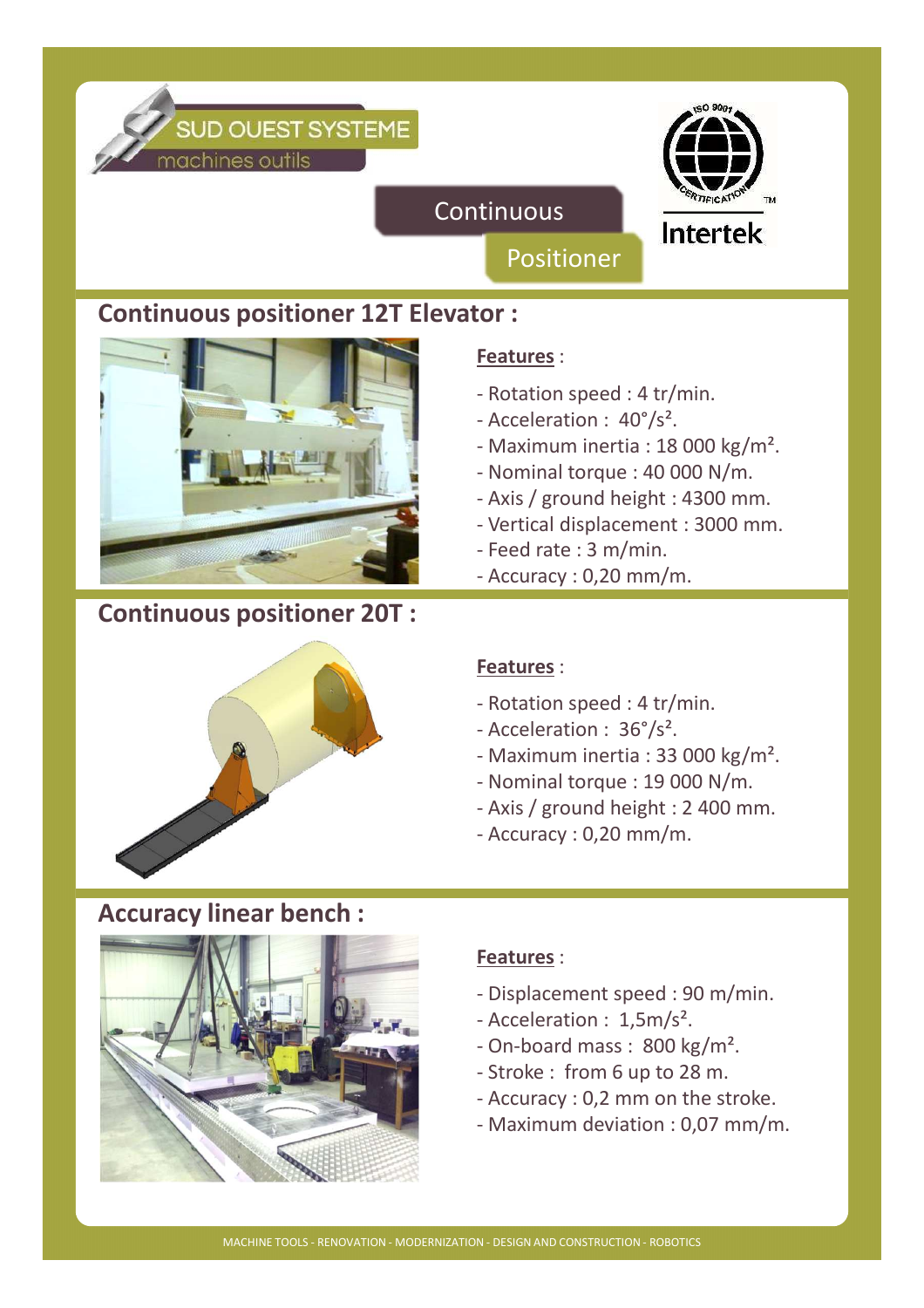SUD OUEST SYSTEME

machines outils

Continuous

Positioner

## Continuous positioner 12T Elevator :

**Features** :

- Rotation speed : 4 tr/min.
- Acceleration : 40°/s².
- Maximum inertia : 18 000 kg/m².
- Nominal torque : 40 000 N/m.
- Axis / ground height : 4300 mm.
- Vertical displacement : 3000 mm.
- Feed rate : 3 m/min.
- Accuracy : 0,20 mm/m.

## Continuous positioner 20T :

**Features** :

- Rotation speed : 4 tr/min.
- Acceleration : 36°/s².
- Maximum inertia : 33 000 kg/m².
- Nominal torque : 19 000 N/m.
- Axis / ground height : 2 400 mm.
- Accuracy : 0,20 mm/m.

## Accuracy linear bench :

**Features** :

- Displacement speed : 90 m/min.
- Acceleration : 1,5m/s².
- On-board mass : 800 kg/m².
- Stroke : from 6 up to 28 m.
- Accuracy : 0,2 mm on the stroke.
- Maximum deviation : 0,07 mm/m.

MACHINE TOOLS - RENOVATION - MODERNIZATION - DESIGN AND CONSTRUCTION - ROBOTICS